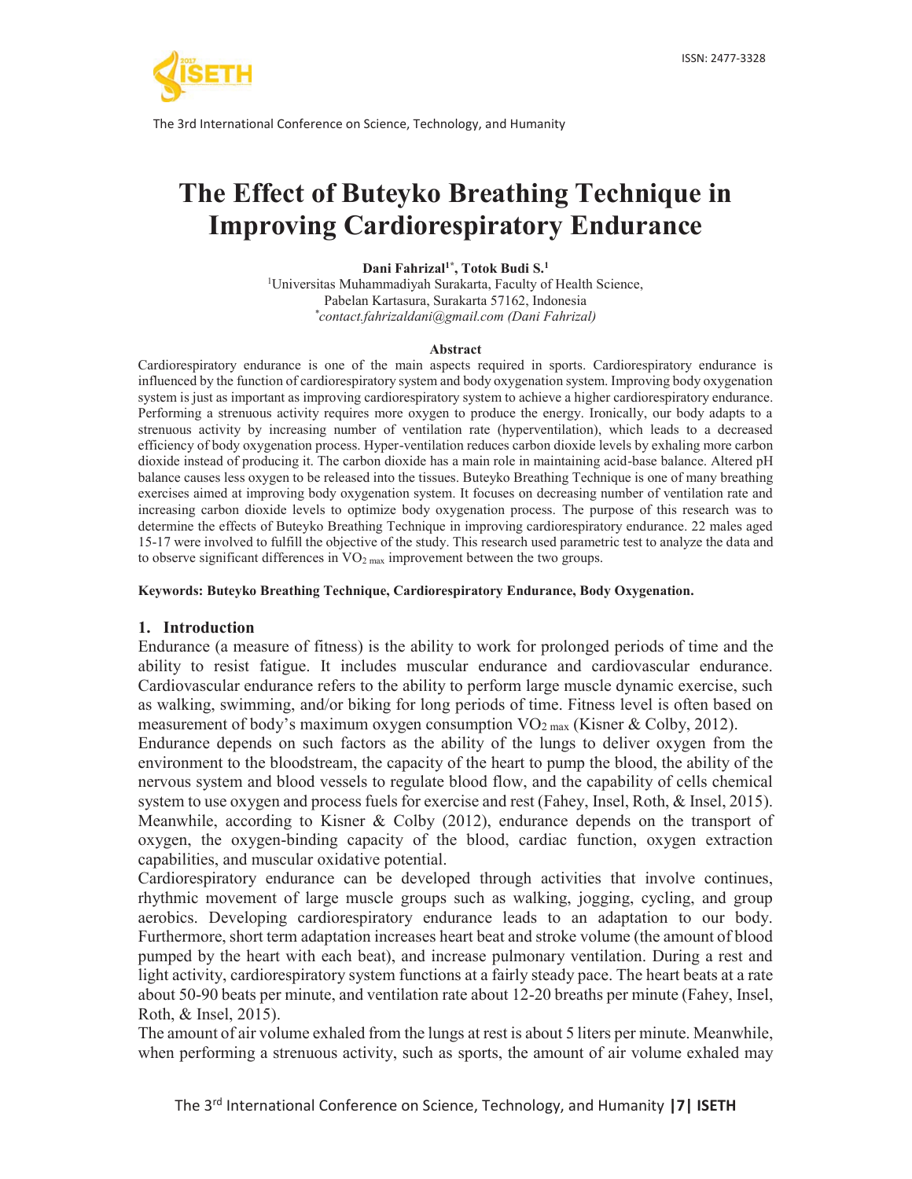# The Effect of Buteyko Breathing Technique in Improving Cardiorespiratory Endurance

**Dani Fahrizal[1*], Totok Budi S.[1]**

[1]Universitas Muhammadiyah Surakarta, Faculty of Health Science,
Pabelan Kartasura, Surakarta 57162, Indonesia
*[*]contact.fahrizaldani@gmail.com (Dani Fahrizal)*

### Abstract

Cardiorespiratory endurance is one of the main aspects required in sports. Cardiorespiratory endurance is influenced by the function of cardiorespiratory system and body oxygenation system. Improving body oxygenation system is just as important as improving cardiorespiratory system to achieve a higher cardiorespiratory endurance. Performing a strenuous activity requires more oxygen to produce the energy. Ironically, our body adapts to a strenuous activity by increasing number of ventilation rate (hyperventilation), which leads to a decreased efficiency of body oxygenation process. Hyper-ventilation reduces carbon dioxide levels by exhaling more carbon dioxide instead of producing it. The carbon dioxide has a main role in maintaining acid-base balance. Altered pH balance causes less oxygen to be released into the tissues. Buteyko Breathing Technique is one of many breathing exercises aimed at improving body oxygenation system. It focuses on decreasing number of ventilation rate and increasing carbon dioxide levels to optimize body oxygenation process. The purpose of this research was to determine the effects of Buteyko Breathing Technique in improving cardiorespiratory endurance. 22 males aged 15-17 were involved to fulfill the objective of the study. This research used parametric test to analyze the data and to observe significant differences in $VO_{2\ max}$ improvement between the two groups.

**Keywords: Buteyko Breathing Technique, Cardiorespiratory Endurance, Body Oxygenation.**

## 1. Introduction

Endurance (a measure of fitness) is the ability to work for prolonged periods of time and the ability to resist fatigue. It includes muscular endurance and cardiovascular endurance. Cardiovascular endurance refers to the ability to perform large muscle dynamic exercise, such as walking, swimming, and/or biking for long periods of time. Fitness level is often based on measurement of body's maximum oxygen consumption $VO_{2\ max}$ (Kisner & Colby, 2012).

Endurance depends on such factors as the ability of the lungs to deliver oxygen from the environment to the bloodstream, the capacity of the heart to pump the blood, the ability of the nervous system and blood vessels to regulate blood flow, and the capability of cells chemical system to use oxygen and process fuels for exercise and rest (Fahey, Insel, Roth, & Insel, 2015). Meanwhile, according to Kisner & Colby (2012), endurance depends on the transport of oxygen, the oxygen-binding capacity of the blood, cardiac function, oxygen extraction capabilities, and muscular oxidative potential.

Cardiorespiratory endurance can be developed through activities that involve continues, rhythmic movement of large muscle groups such as walking, jogging, cycling, and group aerobics. Developing cardiorespiratory endurance leads to an adaptation to our body. Furthermore, short term adaptation increases heart beat and stroke volume (the amount of blood pumped by the heart with each beat), and increase pulmonary ventilation. During a rest and light activity, cardiorespiratory system functions at a fairly steady pace. The heart beats at a rate about 50-90 beats per minute, and ventilation rate about 12-20 breaths per minute (Fahey, Insel, Roth, & Insel, 2015).

The amount of air volume exhaled from the lungs at rest is about 5 liters per minute. Meanwhile, when performing a strenuous activity, such as sports, the amount of air volume exhaled may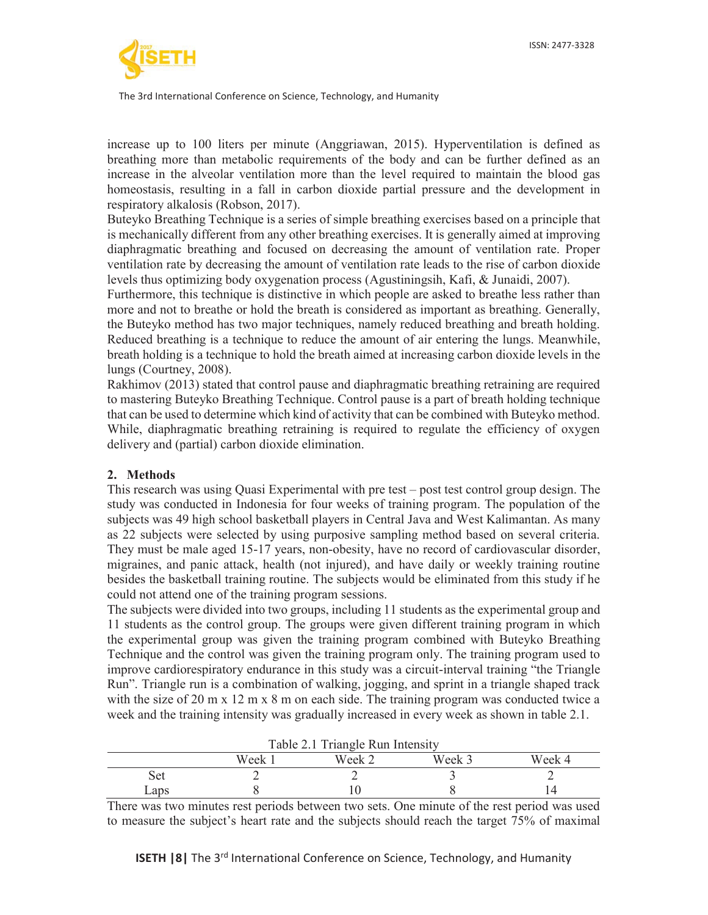increase up to 100 liters per minute (Anggriawan, 2015). Hyperventilation is defined as breathing more than metabolic requirements of the body and can be further defined as an increase in the alveolar ventilation more than the level required to maintain the blood gas homeostasis, resulting in a fall in carbon dioxide partial pressure and the development in respiratory alkalosis (Robson, 2017).

Buteyko Breathing Technique is a series of simple breathing exercises based on a principle that is mechanically different from any other breathing exercises. It is generally aimed at improving diaphragmatic breathing and focused on decreasing the amount of ventilation rate. Proper ventilation rate by decreasing the amount of ventilation rate leads to the rise of carbon dioxide levels thus optimizing body oxygenation process (Agustiningsih, Kafi, & Junaidi, 2007).

Furthermore, this technique is distinctive in which people are asked to breathe less rather than more and not to breathe or hold the breath is considered as important as breathing. Generally, the Buteyko method has two major techniques, namely reduced breathing and breath holding. Reduced breathing is a technique to reduce the amount of air entering the lungs. Meanwhile, breath holding is a technique to hold the breath aimed at increasing carbon dioxide levels in the lungs (Courtney, 2008).

Rakhimov (2013) stated that control pause and diaphragmatic breathing retraining are required to mastering Buteyko Breathing Technique. Control pause is a part of breath holding technique that can be used to determine which kind of activity that can be combined with Buteyko method. While, diaphragmatic breathing retraining is required to regulate the efficiency of oxygen delivery and (partial) carbon dioxide elimination.

## 2. Methods

This research was using Quasi Experimental with pre test – post test control group design. The study was conducted in Indonesia for four weeks of training program. The population of the subjects was 49 high school basketball players in Central Java and West Kalimantan. As many as 22 subjects were selected by using purposive sampling method based on several criteria. They must be male aged 15-17 years, non-obesity, have no record of cardiovascular disorder, migraines, and panic attack, health (not injured), and have daily or weekly training routine besides the basketball training routine. The subjects would be eliminated from this study if he could not attend one of the training program sessions.

The subjects were divided into two groups, including 11 students as the experimental group and 11 students as the control group. The groups were given different training program in which the experimental group was given the training program combined with Buteyko Breathing Technique and the control was given the training program only. The training program used to improve cardiorespiratory endurance in this study was a circuit-interval training "the Triangle Run". Triangle run is a combination of walking, jogging, and sprint in a triangle shaped track with the size of 20 m x 12 m x 8 m on each side. The training program was conducted twice a week and the training intensity was gradually increased in every week as shown in table 2.1.

Table 2.1 Triangle Run Intensity

| | Week 1 | Week 2 | Week 3 | Week 4 |
|---|---|---|---|---|
| Set | 2 | 2 | 3 | 2 |
| Laps | 8 | 10 | 8 | 14 |

There was two minutes rest periods between two sets. One minute of the rest period was used to measure the subject's heart rate and the subjects should reach the target 75% of maximal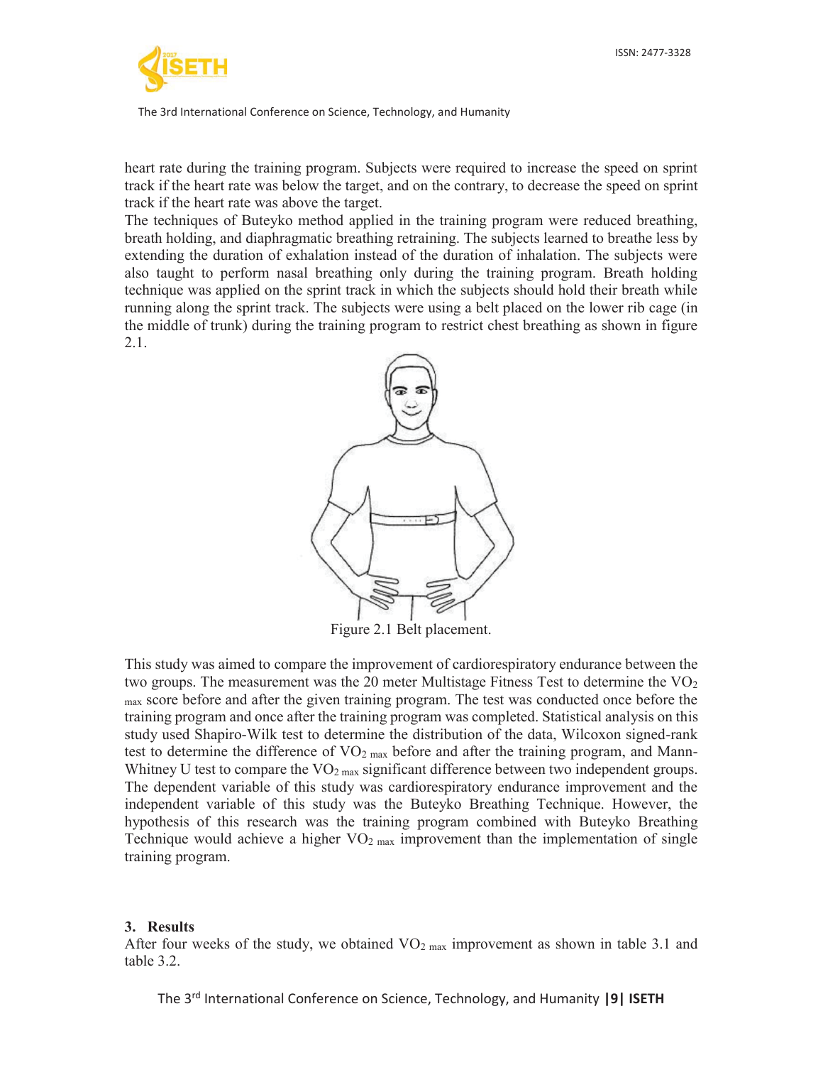heart rate during the training program. Subjects were required to increase the speed on sprint track if the heart rate was below the target, and on the contrary, to decrease the speed on sprint track if the heart rate was above the target.

The techniques of Buteyko method applied in the training program were reduced breathing, breath holding, and diaphragmatic breathing retraining. The subjects learned to breathe less by extending the duration of exhalation instead of the duration of inhalation. The subjects were also taught to perform nasal breathing only during the training program. Breath holding technique was applied on the sprint track in which the subjects should hold their breath while running along the sprint track. The subjects were using a belt placed on the lower rib cage (in the middle of trunk) during the training program to restrict chest breathing as shown in figure 2.1.

Figure 2.1 Belt placement.

This study was aimed to compare the improvement of cardiorespiratory endurance between the two groups. The measurement was the 20 meter Multistage Fitness Test to determine the $VO_{2\ max}$ score before and after the given training program. The test was conducted once before the training program and once after the training program was completed. Statistical analysis on this study used Shapiro-Wilk test to determine the distribution of the data, Wilcoxon signed-rank test to determine the difference of $VO_{2\ max}$ before and after the training program, and Mann-Whitney U test to compare the $VO_{2\ max}$ significant difference between two independent groups. The dependent variable of this study was cardiorespiratory endurance improvement and the independent variable of this study was the Buteyko Breathing Technique. However, the hypothesis of this research was the training program combined with Buteyko Breathing Technique would achieve a higher $VO_{2\ max}$ improvement than the implementation of single training program.

## 3. Results

After four weeks of the study, we obtained $VO_{2\ max}$ improvement as shown in table 3.1 and table 3.2.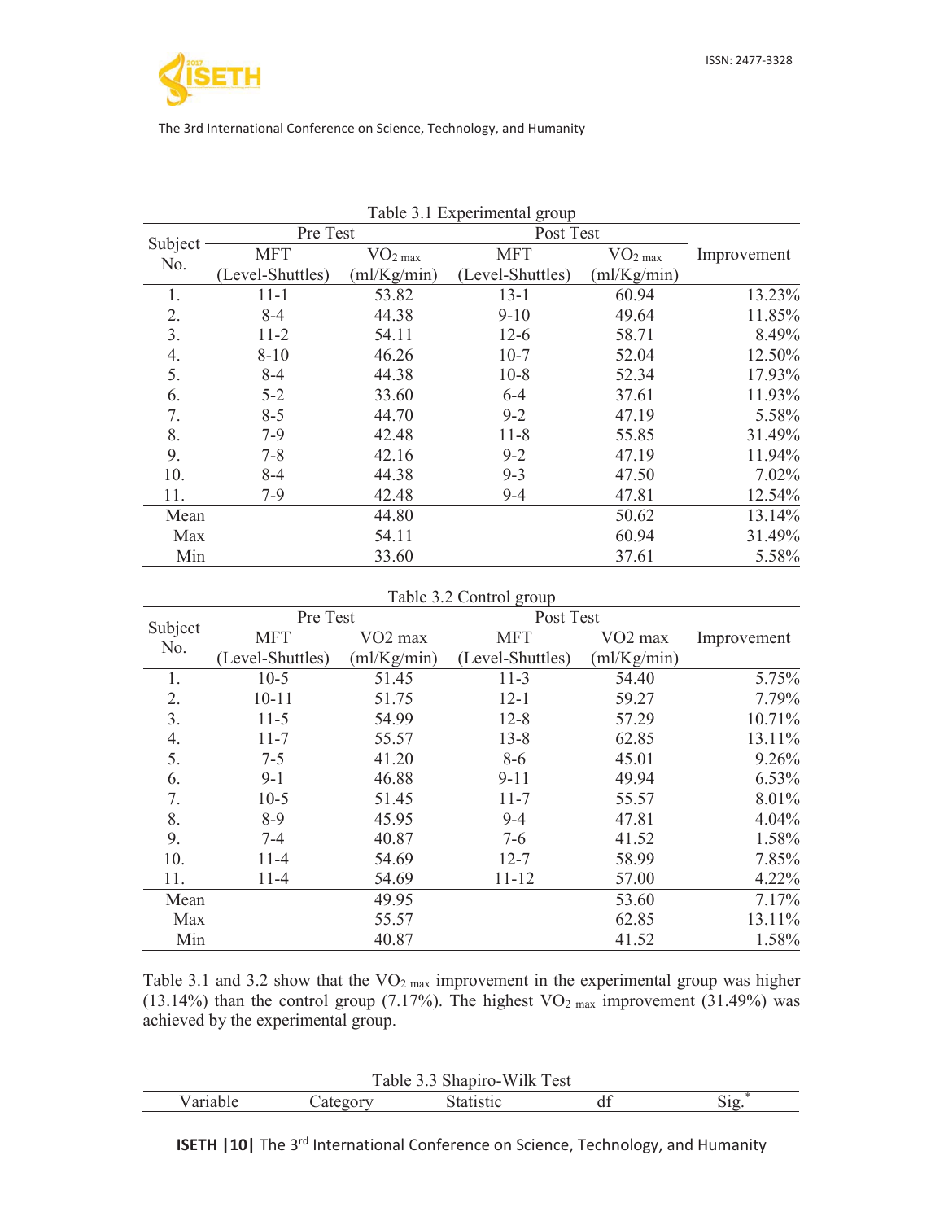Table 3.1 Experimental group

| Subject No. | Pre Test | | Post Test | | Improvement |
|---|---|---|---|---|---|
| | MFT (Level-Shuttles) | $VO_{2\ max}$ (ml/Kg/min) | MFT (Level-Shuttles) | $VO_{2\ max}$ (ml/Kg/min) | |
| 1. | 11-1 | 53.82 | 13-1 | 60.94 | 13.23% |
| 2. | 8-4 | 44.38 | 9-10 | 49.64 | 11.85% |
| 3. | 11-2 | 54.11 | 12-6 | 58.71 | 8.49% |
| 4. | 8-10 | 46.26 | 10-7 | 52.04 | 12.50% |
| 5. | 8-4 | 44.38 | 10-8 | 52.34 | 17.93% |
| 6. | 5-2 | 33.60 | 6-4 | 37.61 | 11.93% |
| 7. | 8-5 | 44.70 | 9-2 | 47.19 | 5.58% |
| 8. | 7-9 | 42.48 | 11-8 | 55.85 | 31.49% |
| 9. | 7-8 | 42.16 | 9-2 | 47.19 | 11.94% |
| 10. | 8-4 | 44.38 | 9-3 | 47.50 | 7.02% |
| 11. | 7-9 | 42.48 | 9-4 | 47.81 | 12.54% |
| Mean | | 44.80 | | 50.62 | 13.14% |
| Max | | 54.11 | | 60.94 | 31.49% |
| Min | | 33.60 | | 37.61 | 5.58% |

Table 3.2 Control group

| Subject No. | Pre Test | | Post Test | | Improvement |
|---|---|---|---|---|---|
| | MFT (Level-Shuttles) | VO2 max (ml/Kg/min) | MFT (Level-Shuttles) | VO2 max (ml/Kg/min) | |
| 1. | 10-5 | 51.45 | 11-3 | 54.40 | 5.75% |
| 2. | 10-11 | 51.75 | 12-1 | 59.27 | 7.79% |
| 3. | 11-5 | 54.99 | 12-8 | 57.29 | 10.71% |
| 4. | 11-7 | 55.57 | 13-8 | 62.85 | 13.11% |
| 5. | 7-5 | 41.20 | 8-6 | 45.01 | 9.26% |
| 6. | 9-1 | 46.88 | 9-11 | 49.94 | 6.53% |
| 7. | 10-5 | 51.45 | 11-7 | 55.57 | 8.01% |
| 8. | 8-9 | 45.95 | 9-4 | 47.81 | 4.04% |
| 9. | 7-4 | 40.87 | 7-6 | 41.52 | 1.58% |
| 10. | 11-4 | 54.69 | 12-7 | 58.99 | 7.85% |
| 11. | 11-4 | 54.69 | 11-12 | 57.00 | 4.22% |
| Mean | | 49.95 | | 53.60 | 7.17% |
| Max | | 55.57 | | 62.85 | 13.11% |
| Min | | 40.87 | | 41.52 | 1.58% |

Table 3.1 and 3.2 show that the $VO_{2\ max}$ improvement in the experimental group was higher (13.14%) than the control group (7.17%). The highest $VO_{2\ max}$ improvement (31.49%) was achieved by the experimental group.

Table 3.3 Shapiro-Wilk Test

| Variable | Category | Statistic | df | Sig.* |
|---|---|---|---|---|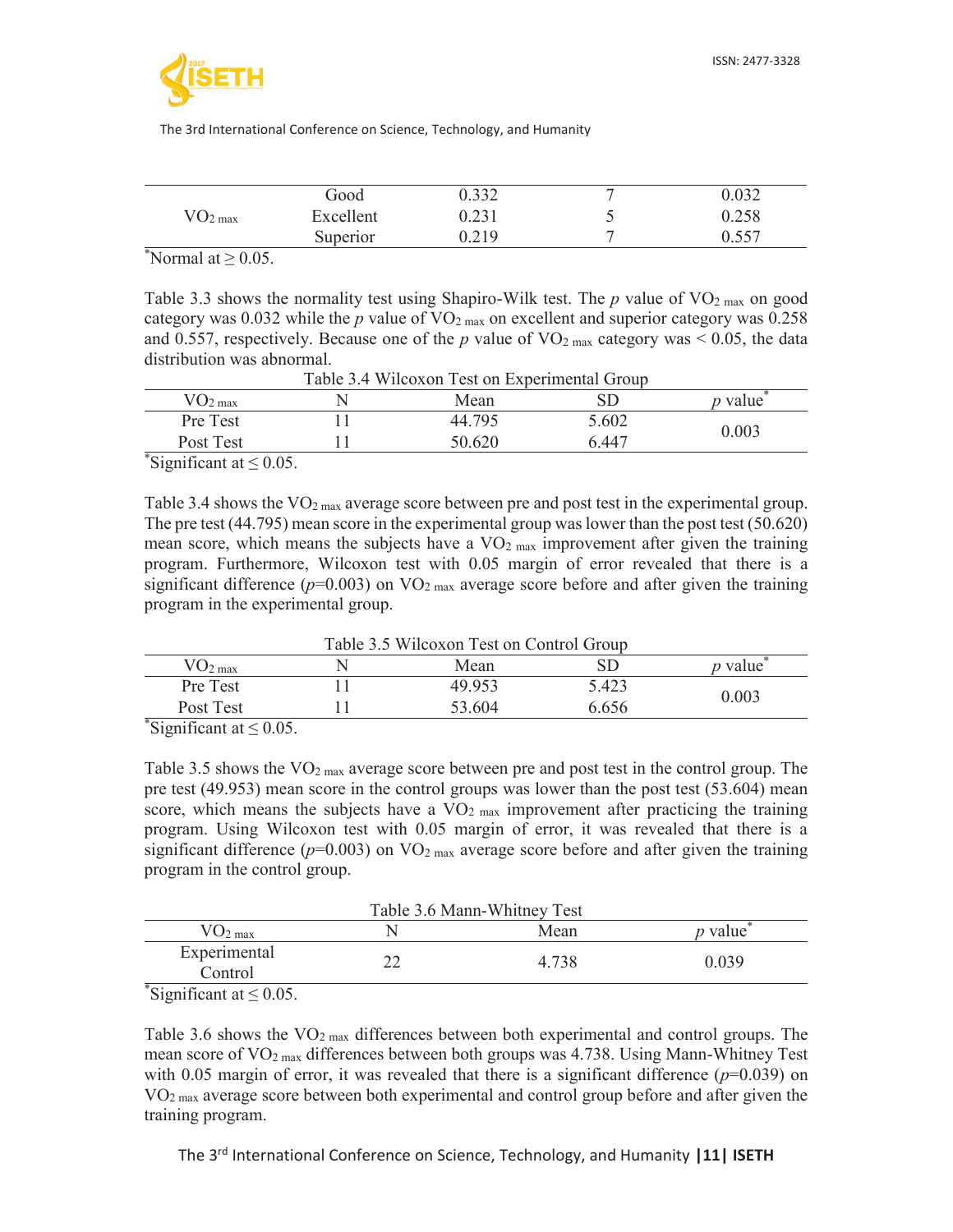| | | | | |
|---|---|---|---|---|
| $VO_{2\ max}$ | Good | 0.332 | 7 | 0.032 |
| | Excellent | 0.231 | 5 | 0.258 |
| | Superior | 0.219 | 7 | 0.557 |

*Normal at $\geq 0.05$.

Table 3.3 shows the normality test using Shapiro-Wilk test. The *p* value of $VO_{2\ max}$ on good category was 0.032 while the *p* value of $VO_{2\ max}$ on excellent and superior category was 0.258 and 0.557, respectively. Because one of the *p* value of $VO_{2\ max}$ category was $< 0.05$, the data distribution was abnormal.

Table 3.4 Wilcoxon Test on Experimental Group

| $VO_{2\ max}$ | N | Mean | SD | *p* value* |
|---|---|---|---|---|
| Pre Test | 11 | 44.795 | 5.602 | 0.003 |
| Post Test | 11 | 50.620 | 6.447 | |

*Significant at $\leq 0.05$.

Table 3.4 shows the $VO_{2\ max}$ average score between pre and post test in the experimental group. The pre test (44.795) mean score in the experimental group was lower than the post test (50.620) mean score, which means the subjects have a $VO_{2\ max}$ improvement after given the training program. Furthermore, Wilcoxon test with 0.05 margin of error revealed that there is a significant difference ($p$=0.003) on $VO_{2\ max}$ average score before and after given the training program in the experimental group.

Table 3.5 Wilcoxon Test on Control Group

| $VO_{2\ max}$ | N | Mean | SD | *p* value* |
|---|---|---|---|---|
| Pre Test | 11 | 49.953 | 5.423 | 0.003 |
| Post Test | 11 | 53.604 | 6.656 | |

*Significant at $\leq 0.05$.

Table 3.5 shows the $VO_{2\ max}$ average score between pre and post test in the control group. The pre test (49.953) mean score in the control groups was lower than the post test (53.604) mean score, which means the subjects have a $VO_{2\ max}$ improvement after practicing the training program. Using Wilcoxon test with 0.05 margin of error, it was revealed that there is a significant difference ($p$=0.003) on $VO_{2\ max}$ average score before and after given the training program in the control group.

Table 3.6 Mann-Whitney Test

| $VO_{2\ max}$ | N | Mean | *p* value* |
|---|---|---|---|
| Experimental Control | 22 | 4.738 | 0.039 |

*Significant at $\leq 0.05$.

Table 3.6 shows the $VO_{2\ max}$ differences between both experimental and control groups. The mean score of $VO_{2\ max}$ differences between both groups was 4.738. Using Mann-Whitney Test with 0.05 margin of error, it was revealed that there is a significant difference ($p$=0.039) on $VO_{2\ max}$ average score between both experimental and control group before and after given the training program.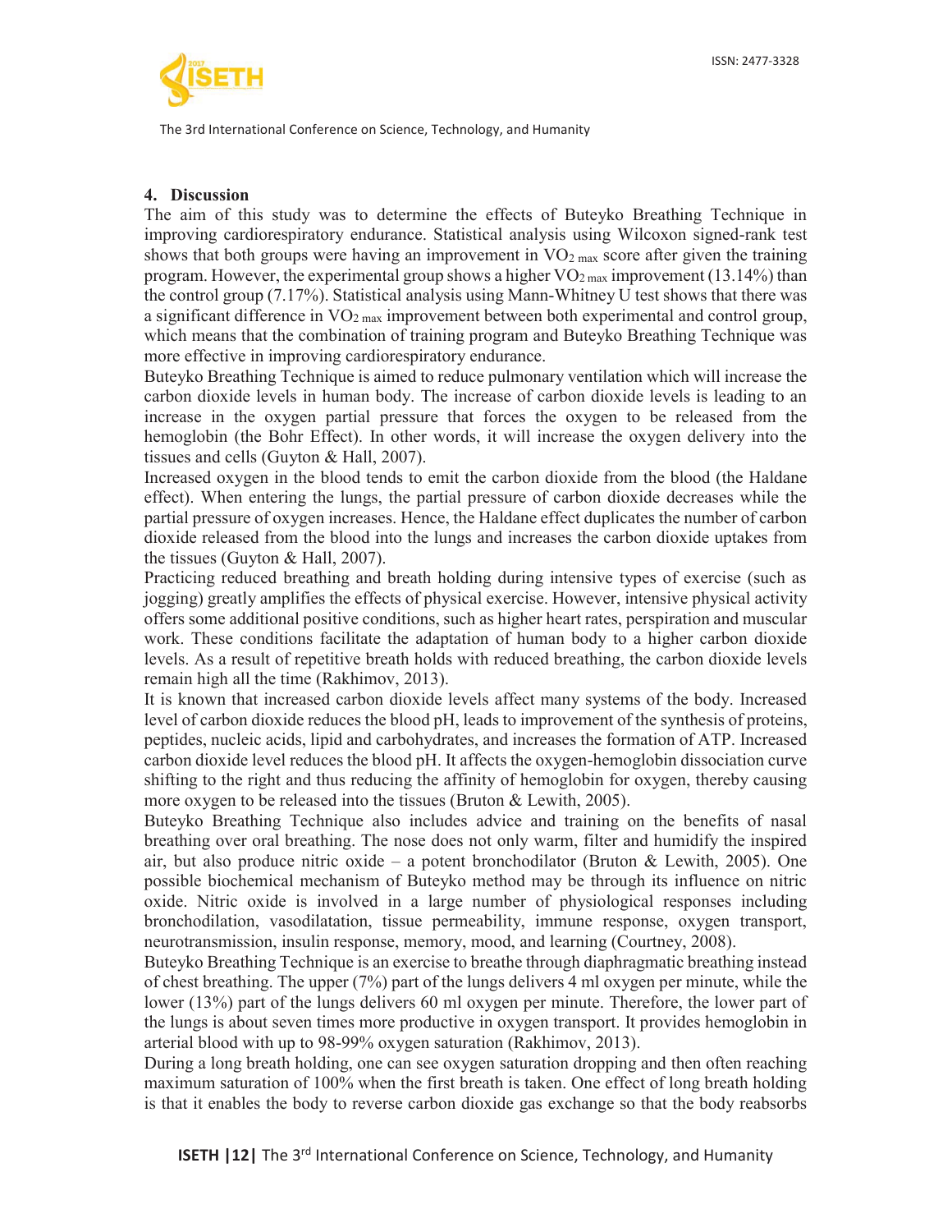## 4. Discussion

The aim of this study was to determine the effects of Buteyko Breathing Technique in improving cardiorespiratory endurance. Statistical analysis using Wilcoxon signed-rank test shows that both groups were having an improvement in $VO_{2\ max}$ score after given the training program. However, the experimental group shows a higher $VO_{2\ max}$ improvement (13.14%) than the control group (7.17%). Statistical analysis using Mann-Whitney U test shows that there was a significant difference in $VO_{2\ max}$ improvement between both experimental and control group, which means that the combination of training program and Buteyko Breathing Technique was more effective in improving cardiorespiratory endurance.

Buteyko Breathing Technique is aimed to reduce pulmonary ventilation which will increase the carbon dioxide levels in human body. The increase of carbon dioxide levels is leading to an increase in the oxygen partial pressure that forces the oxygen to be released from the hemoglobin (the Bohr Effect). In other words, it will increase the oxygen delivery into the tissues and cells (Guyton & Hall, 2007).

Increased oxygen in the blood tends to emit the carbon dioxide from the blood (the Haldane effect). When entering the lungs, the partial pressure of carbon dioxide decreases while the partial pressure of oxygen increases. Hence, the Haldane effect duplicates the number of carbon dioxide released from the blood into the lungs and increases the carbon dioxide uptakes from the tissues (Guyton & Hall, 2007).

Practicing reduced breathing and breath holding during intensive types of exercise (such as jogging) greatly amplifies the effects of physical exercise. However, intensive physical activity offers some additional positive conditions, such as higher heart rates, perspiration and muscular work. These conditions facilitate the adaptation of human body to a higher carbon dioxide levels. As a result of repetitive breath holds with reduced breathing, the carbon dioxide levels remain high all the time (Rakhimov, 2013).

It is known that increased carbon dioxide levels affect many systems of the body. Increased level of carbon dioxide reduces the blood pH, leads to improvement of the synthesis of proteins, peptides, nucleic acids, lipid and carbohydrates, and increases the formation of ATP. Increased carbon dioxide level reduces the blood pH. It affects the oxygen-hemoglobin dissociation curve shifting to the right and thus reducing the affinity of hemoglobin for oxygen, thereby causing more oxygen to be released into the tissues (Bruton & Lewith, 2005).

Buteyko Breathing Technique also includes advice and training on the benefits of nasal breathing over oral breathing. The nose does not only warm, filter and humidify the inspired air, but also produce nitric oxide – a potent bronchodilator (Bruton & Lewith, 2005). One possible biochemical mechanism of Buteyko method may be through its influence on nitric oxide. Nitric oxide is involved in a large number of physiological responses including bronchodilation, vasodilatation, tissue permeability, immune response, oxygen transport, neurotransmission, insulin response, memory, mood, and learning (Courtney, 2008).

Buteyko Breathing Technique is an exercise to breathe through diaphragmatic breathing instead of chest breathing. The upper (7%) part of the lungs delivers 4 ml oxygen per minute, while the lower (13%) part of the lungs delivers 60 ml oxygen per minute. Therefore, the lower part of the lungs is about seven times more productive in oxygen transport. It provides hemoglobin in arterial blood with up to 98-99% oxygen saturation (Rakhimov, 2013).

During a long breath holding, one can see oxygen saturation dropping and then often reaching maximum saturation of 100% when the first breath is taken. One effect of long breath holding is that it enables the body to reverse carbon dioxide gas exchange so that the body reabsorbs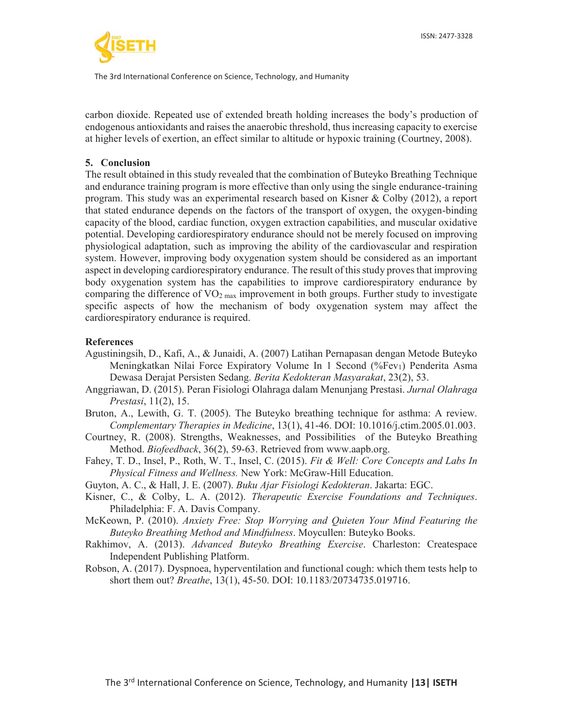carbon dioxide. Repeated use of extended breath holding increases the body's production of endogenous antioxidants and raises the anaerobic threshold, thus increasing capacity to exercise at higher levels of exertion, an effect similar to altitude or hypoxic training (Courtney, 2008).

## 5. Conclusion

The result obtained in this study revealed that the combination of Buteyko Breathing Technique and endurance training program is more effective than only using the single endurance-training program. This study was an experimental research based on Kisner & Colby (2012), a report that stated endurance depends on the factors of the transport of oxygen, the oxygen-binding capacity of the blood, cardiac function, oxygen extraction capabilities, and muscular oxidative potential. Developing cardiorespiratory endurance should not be merely focused on improving physiological adaptation, such as improving the ability of the cardiovascular and respiration system. However, improving body oxygenation system should be considered as an important aspect in developing cardiorespiratory endurance. The result of this study proves that improving body oxygenation system has the capabilities to improve cardiorespiratory endurance by comparing the difference of $VO_{2\ max}$ improvement in both groups. Further study to investigate specific aspects of how the mechanism of body oxygenation system may affect the cardiorespiratory endurance is required.

## References

Agustiningsih, D., Kafi, A., & Junaidi, A. (2007) Latihan Pernapasan dengan Metode Buteyko Meningkatkan Nilai Force Expiratory Volume In 1 Second (%$Fev_1$) Penderita Asma Dewasa Derajat Persisten Sedang. *Berita Kedokteran Masyarakat*, 23(2), 53.

Anggriawan, D. (2015). Peran Fisiologi Olahraga dalam Menunjang Prestasi. *Jurnal Olahraga Prestasi*, 11(2), 15.

Bruton, A., Lewith, G. T. (2005). The Buteyko breathing technique for asthma: A review. *Complementary Therapies in Medicine*, 13(1), 41-46. DOI: 10.1016/j.ctim.2005.01.003.

Courtney, R. (2008). Strengths, Weaknesses, and Possibilities of the Buteyko Breathing Method. *Biofeedback*, 36(2), 59-63. Retrieved from www.aapb.org.

Fahey, T. D., Insel, P., Roth, W. T., Insel, C. (2015). *Fit & Well: Core Concepts and Labs In Physical Fitness and Wellness.* New York: McGraw-Hill Education.

Guyton, A. C., & Hall, J. E. (2007). *Buku Ajar Fisiologi Kedokteran*. Jakarta: EGC.

Kisner, C., & Colby, L. A. (2012). *Therapeutic Exercise Foundations and Techniques*. Philadelphia: F. A. Davis Company.

McKeown, P. (2010). *Anxiety Free: Stop Worrying and Quieten Your Mind Featuring the Buteyko Breathing Method and Mindfulness*. Moycullen: Buteyko Books.

Rakhimov, A. (2013). *Advanced Buteyko Breathing Exercise*. Charleston: Createspace Independent Publishing Platform.

Robson, A. (2017). Dyspnoea, hyperventilation and functional cough: which them tests help to short them out? *Breathe*, 13(1), 45-50. DOI: 10.1183/20734735.019716.